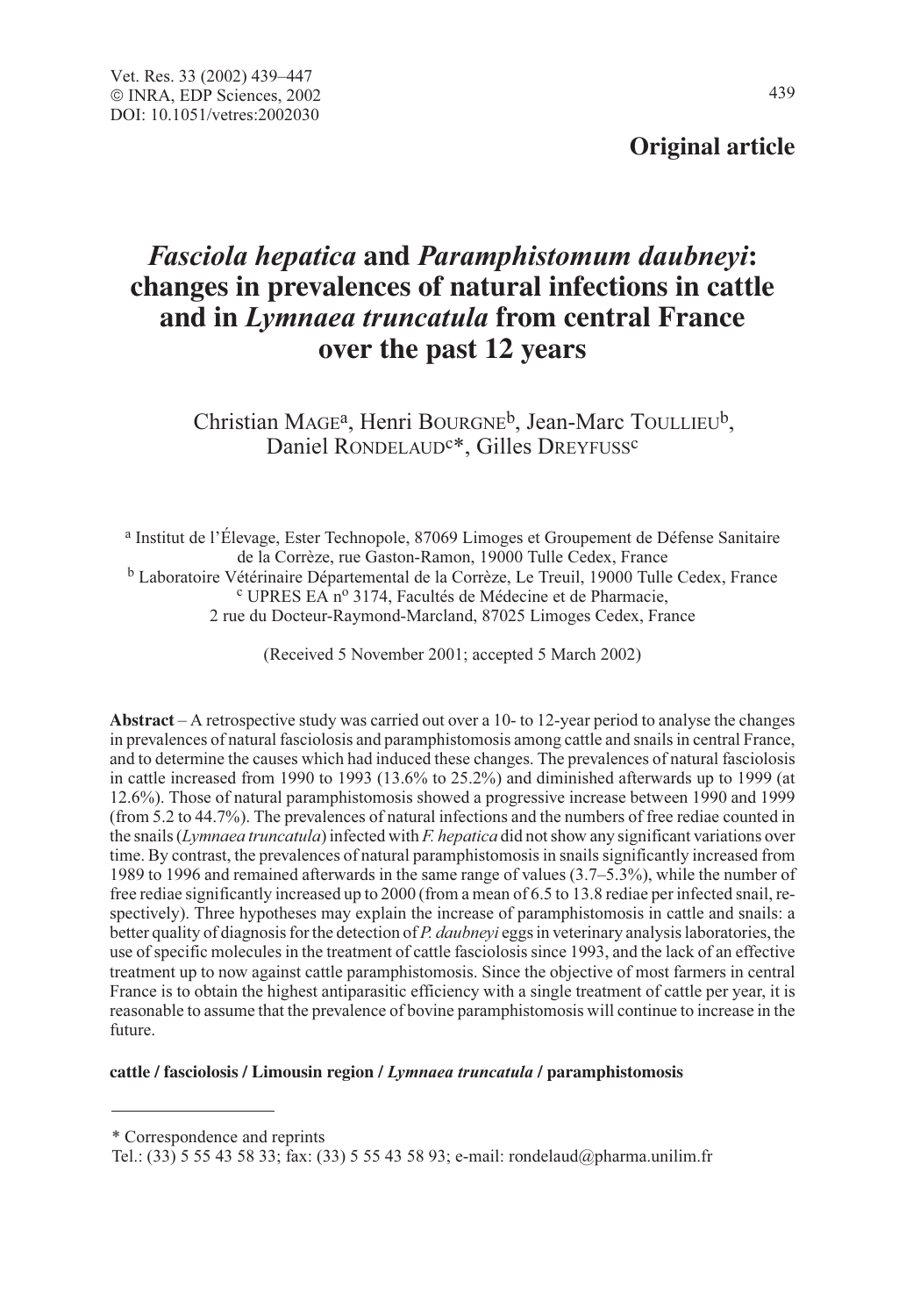**Original article**

# *Fasciola hepatica* and *Paramphistomum daubneyi*: changes in prevalences of natural infections in cattle and in *Lymnaea truncatula* from central France over the past 12 years

Christian MAGE[a], Henri BOURGNE[b], Jean-Marc TOULLIEU[b], Daniel RONDELAUD[c]*, Gilles DREYFUSS[c]

[a] Institut de l'Élevage, Ester Technopole, 87069 Limoges et Groupement de Défense Sanitaire de la Corrèze, rue Gaston-Ramon, 19000 Tulle Cedex, France
[b] Laboratoire Vétérinaire Départemental de la Corrèze, Le Treuil, 19000 Tulle Cedex, France
[c] UPRES EA n° 3174, Facultés de Médecine et de Pharmacie, 2 rue du Docteur-Raymond-Marcland, 87025 Limoges Cedex, France

(Received 5 November 2001; accepted 5 March 2002)

**Abstract** – A retrospective study was carried out over a 10- to 12-year period to analyse the changes in prevalences of natural fasciolosis and paramphistomosis among cattle and snails in central France, and to determine the causes which had induced these changes. The prevalences of natural fasciolosis in cattle increased from 1990 to 1993 (13.6% to 25.2%) and diminished afterwards up to 1999 (at 12.6%). Those of natural paramphistomosis showed a progressive increase between 1990 and 1999 (from 5.2 to 44.7%). The prevalences of natural infections and the numbers of free rediae counted in the snails (*Lymnaea truncatula*) infected with *F. hepatica* did not show any significant variations over time. By contrast, the prevalences of natural paramphistomosis in snails significantly increased from 1989 to 1996 and remained afterwards in the same range of values (3.7–5.3%), while the number of free rediae significantly increased up to 2000 (from a mean of 6.5 to 13.8 rediae per infected snail, respectively). Three hypotheses may explain the increase of paramphistomosis in cattle and snails: a better quality of diagnosis for the detection of *P. daubneyi* eggs in veterinary analysis laboratories, the use of specific molecules in the treatment of cattle fasciolosis since 1993, and the lack of an effective treatment up to now against cattle paramphistomosis. Since the objective of most farmers in central France is to obtain the highest antiparasitic efficiency with a single treatment of cattle per year, it is reasonable to assume that the prevalence of bovine paramphistomosis will continue to increase in the future.

**cattle / fasciolosis / Limousin region / *Lymnaea truncatula* / paramphistomosis**

---

\* Correspondence and reprints
Tel.: (33) 5 55 43 58 33; fax: (33) 5 55 43 58 93; e-mail: rondelaud@pharma.unilim.fr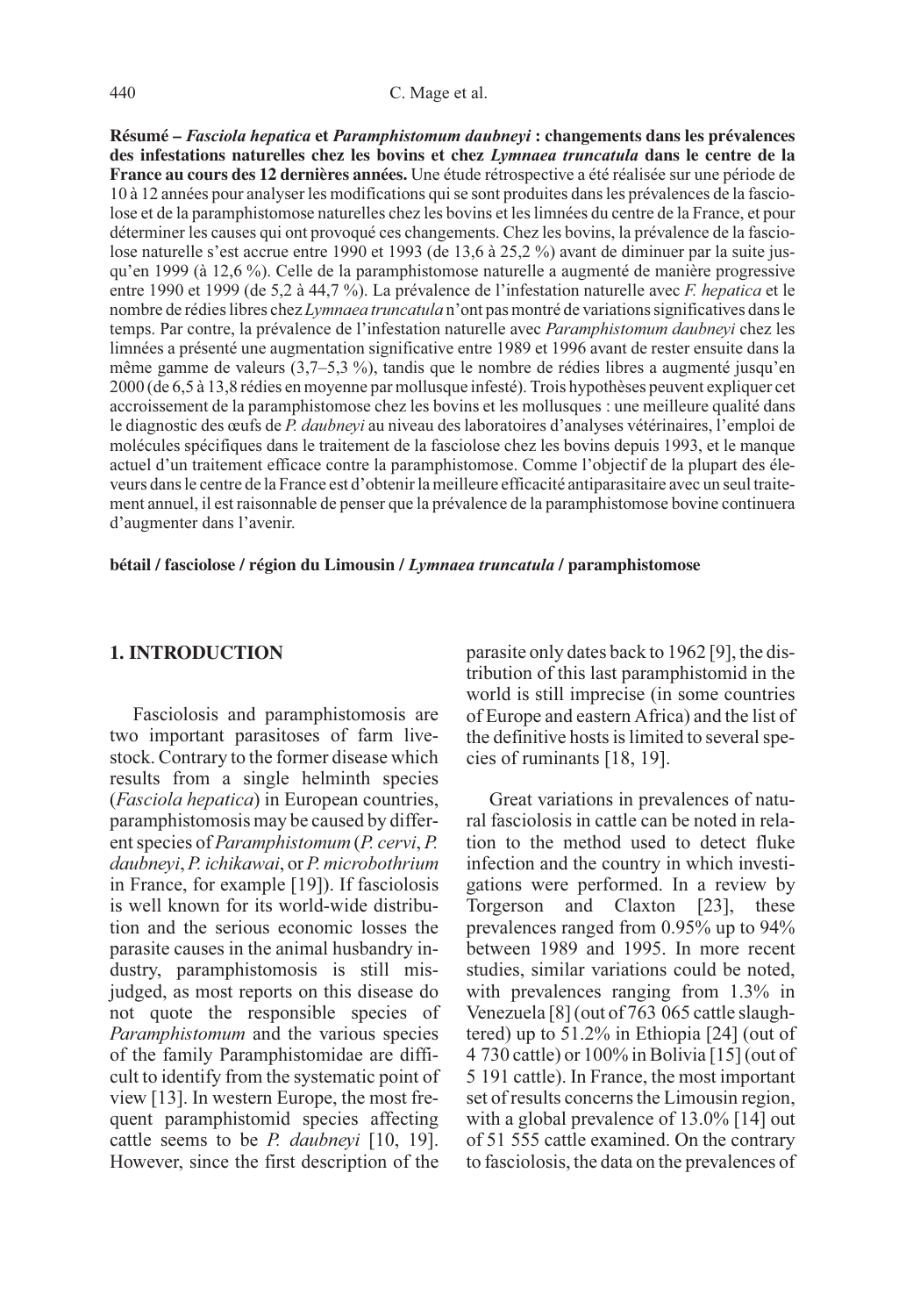**Résumé – *Fasciola hepatica* et *Paramphistomum daubneyi* : changements dans les prévalences des infestations naturelles chez les bovins et chez *Lymnaea truncatula* dans le centre de la France au cours des 12 dernières années.** Une étude rétrospective a été réalisée sur une période de 10 à 12 années pour analyser les modifications qui se sont produites dans les prévalences de la fasciolose et de la paramphistomose naturelles chez les bovins et les limnées du centre de la France, et pour déterminer les causes qui ont provoqué ces changements. Chez les bovins, la prévalence de la fasciolose naturelle s'est accrue entre 1990 et 1993 (de 13,6 à 25,2 %) avant de diminuer par la suite jusqu'en 1999 (à 12,6 %). Celle de la paramphistomose naturelle a augmenté de manière progressive entre 1990 et 1999 (de 5,2 à 44,7 %). La prévalence de l'infestation naturelle avec *F. hepatica* et le nombre de rédies libres chez *Lymnaea truncatula* n'ont pas montré de variations significatives dans le temps. Par contre, la prévalence de l'infestation naturelle avec *Paramphistomum daubneyi* chez les limnées a présenté une augmentation significative entre 1989 et 1996 avant de rester ensuite dans la même gamme de valeurs (3,7–5,3 %), tandis que le nombre de rédies libres a augmenté jusqu'en 2000 (de 6,5 à 13,8 rédies en moyenne par mollusque infesté). Trois hypothèses peuvent expliquer cet accroissement de la paramphistomose chez les bovins et les mollusques : une meilleure qualité dans le diagnostic des œufs de *P. daubneyi* au niveau des laboratoires d'analyses vétérinaires, l'emploi de molécules spécifiques dans le traitement de la fasciolose chez les bovins depuis 1993, et le manque actuel d'un traitement efficace contre la paramphistomose. Comme l'objectif de la plupart des éleveurs dans le centre de la France est d'obtenir la meilleure efficacité antiparasitaire avec un seul traitement annuel, il est raisonnable de penser que la prévalence de la paramphistomose bovine continuera d'augmenter dans l'avenir.

**bétail / fasciolose / région du Limousin / *Lymnaea truncatula* / paramphistomose**

## 1. INTRODUCTION

Fasciolosis and paramphistomosis are two important parasitoses of farm livestock. Contrary to the former disease which results from a single helminth species (*Fasciola hepatica*) in European countries, paramphistomosis may be caused by different species of *Paramphistomum* (*P. cervi*, *P. daubneyi*, *P. ichikawai*, or *P. microbothrium* in France, for example [19]). If fasciolosis is well known for its world-wide distribution and the serious economic losses the parasite causes in the animal husbandry industry, paramphistomosis is still misjudged, as most reports on this disease do not quote the responsible species of *Paramphistomum* and the various species of the family Paramphistomidae are difficult to identify from the systematic point of view [13]. In western Europe, the most frequent paramphistomid species affecting cattle seems to be *P. daubneyi* [10, 19]. However, since the first description of the parasite only dates back to 1962 [9], the distribution of this last paramphistomid in the world is still imprecise (in some countries of Europe and eastern Africa) and the list of the definitive hosts is limited to several species of ruminants [18, 19].

Great variations in prevalences of natural fasciolosis in cattle can be noted in relation to the method used to detect fluke infection and the country in which investigations were performed. In a review by Torgerson and Claxton [23], these prevalences ranged from 0.95% up to 94% between 1989 and 1995. In more recent studies, similar variations could be noted, with prevalences ranging from 1.3% in Venezuela [8] (out of 763 065 cattle slaughtered) up to 51.2% in Ethiopia [24] (out of 4 730 cattle) or 100% in Bolivia [15] (out of 5 191 cattle). In France, the most important set of results concerns the Limousin region, with a global prevalence of 13.0% [14] out of 51 555 cattle examined. On the contrary to fasciolosis, the data on the prevalences of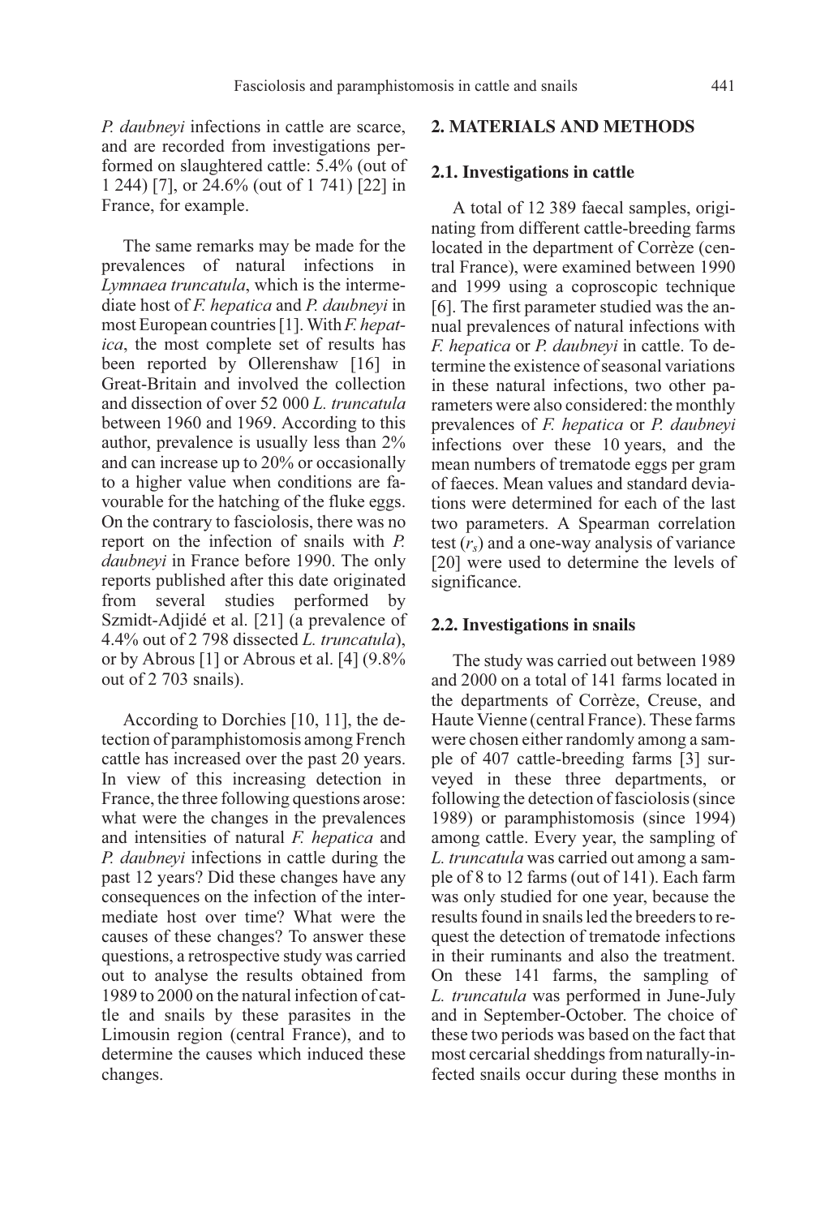*P. daubneyi* infections in cattle are scarce, and are recorded from investigations performed on slaughtered cattle: 5.4% (out of 1 244) [7], or 24.6% (out of 1 741) [22] in France, for example.

The same remarks may be made for the prevalences of natural infections in *Lymnaea truncatula*, which is the intermediate host of *F. hepatica* and *P. daubneyi* in most European countries [1]. With *F. hepatica*, the most complete set of results has been reported by Ollerenshaw [16] in Great-Britain and involved the collection and dissection of over 52 000 *L. truncatula* between 1960 and 1969. According to this author, prevalence is usually less than 2% and can increase up to 20% or occasionally to a higher value when conditions are favourable for the hatching of the fluke eggs. On the contrary to fasciolosis, there was no report on the infection of snails with *P. daubneyi* in France before 1990. The only reports published after this date originated from several studies performed by Szmidt-Adjidé et al. [21] (a prevalence of 4.4% out of 2 798 dissected *L. truncatula*), or by Abrous [1] or Abrous et al. [4] (9.8% out of 2 703 snails).

According to Dorchies [10, 11], the detection of paramphistomosis among French cattle has increased over the past 20 years. In view of this increasing detection in France, the three following questions arose: what were the changes in the prevalences and intensities of natural *F. hepatica* and *P. daubneyi* infections in cattle during the past 12 years? Did these changes have any consequences on the infection of the intermediate host over time? What were the causes of these changes? To answer these questions, a retrospective study was carried out to analyse the results obtained from 1989 to 2000 on the natural infection of cattle and snails by these parasites in the Limousin region (central France), and to determine the causes which induced these changes.

## 2. MATERIALS AND METHODS

### 2.1. Investigations in cattle

A total of 12 389 faecal samples, originating from different cattle-breeding farms located in the department of Corrèze (central France), were examined between 1990 and 1999 using a coproscopic technique [6]. The first parameter studied was the annual prevalences of natural infections with *F. hepatica* or *P. daubneyi* in cattle. To determine the existence of seasonal variations in these natural infections, two other parameters were also considered: the monthly prevalences of *F. hepatica* or *P. daubneyi* infections over these 10 years, and the mean numbers of trematode eggs per gram of faeces. Mean values and standard deviations were determined for each of the last two parameters. A Spearman correlation test ($r_s$) and a one-way analysis of variance [20] were used to determine the levels of significance.

### 2.2. Investigations in snails

The study was carried out between 1989 and 2000 on a total of 141 farms located in the departments of Corrèze, Creuse, and Haute Vienne (central France). These farms were chosen either randomly among a sample of 407 cattle-breeding farms [3] surveyed in these three departments, or following the detection of fasciolosis (since 1989) or paramphistomosis (since 1994) among cattle. Every year, the sampling of *L. truncatula* was carried out among a sample of 8 to 12 farms (out of 141). Each farm was only studied for one year, because the results found in snails led the breeders to request the detection of trematode infections in their ruminants and also the treatment. On these 141 farms, the sampling of *L. truncatula* was performed in June-July and in September-October. The choice of these two periods was based on the fact that most cercarial sheddings from naturally-infected snails occur during these months in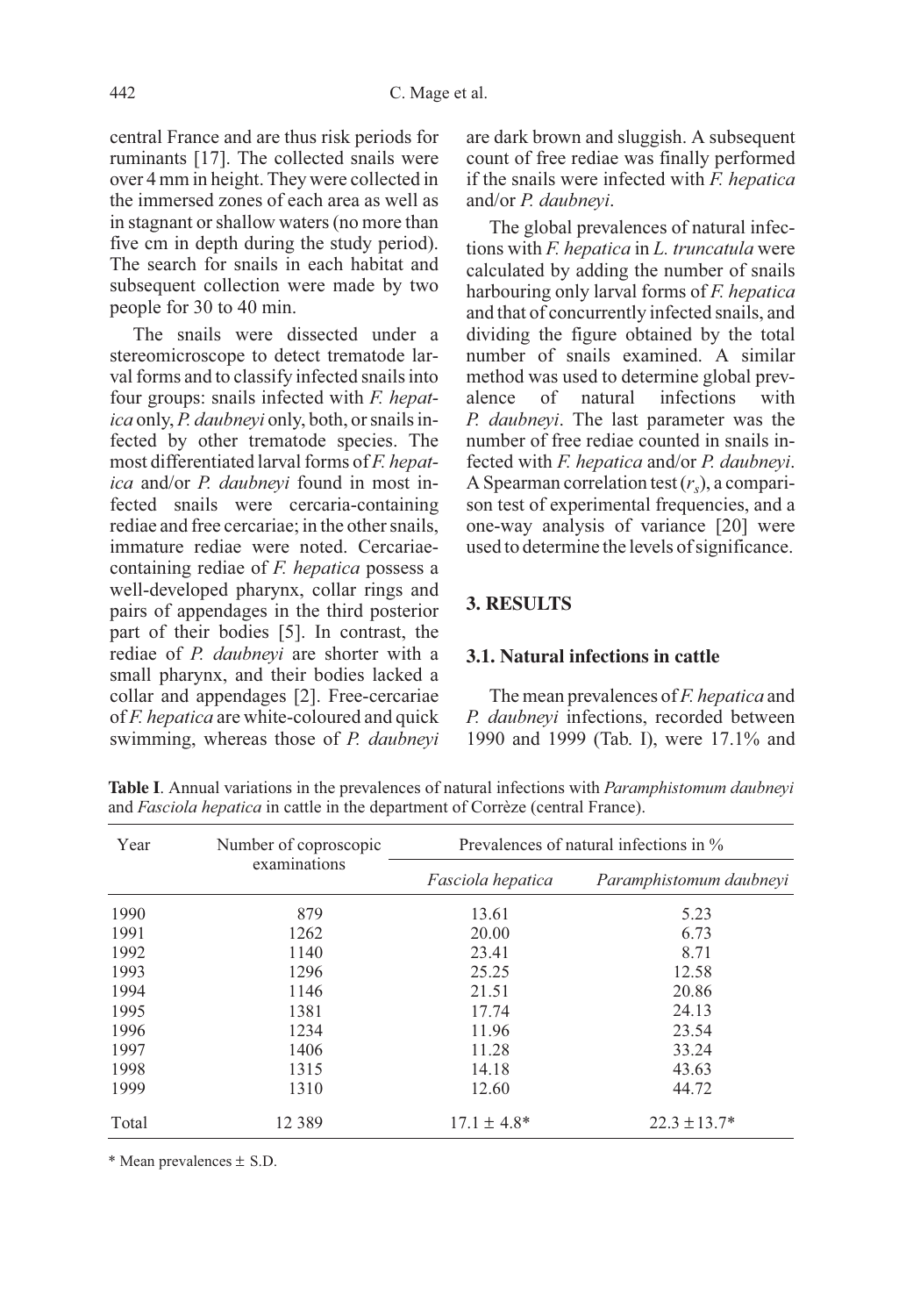central France and are thus risk periods for ruminants [17]. The collected snails were over 4 mm in height. They were collected in the immersed zones of each area as well as in stagnant or shallow waters (no more than five cm in depth during the study period). The search for snails in each habitat and subsequent collection were made by two people for 30 to 40 min.

The snails were dissected under a stereomicroscope to detect trematode larval forms and to classify infected snails into four groups: snails infected with *F. hepatica* only, *P. daubneyi* only, both, or snails infected by other trematode species. The most differentiated larval forms of *F. hepatica* and/or *P. daubneyi* found in most infected snails were cercaria-containing rediae and free cercariae; in the other snails, immature rediae were noted. Cercariae-containing rediae of *F. hepatica* possess a well-developed pharynx, collar rings and pairs of appendages in the third posterior part of their bodies [5]. In contrast, the rediae of *P. daubneyi* are shorter with a small pharynx, and their bodies lacked a collar and appendages [2]. Free-cercariae of *F. hepatica* are white-coloured and quick swimming, whereas those of *P. daubneyi* are dark brown and sluggish. A subsequent count of free rediae was finally performed if the snails were infected with *F. hepatica* and/or *P. daubneyi*.

The global prevalences of natural infections with *F. hepatica* in *L. truncatula* were calculated by adding the number of snails harbouring only larval forms of *F. hepatica* and that of concurrently infected snails, and dividing the figure obtained by the total number of snails examined. A similar method was used to determine global prevalence of natural infections with *P. daubneyi*. The last parameter was the number of free rediae counted in snails infected with *F. hepatica* and/or *P. daubneyi*. A Spearman correlation test ($r_s$), a comparison test of experimental frequencies, and a one-way analysis of variance [20] were used to determine the levels of significance.

## 3. RESULTS

### 3.1. Natural infections in cattle

The mean prevalences of *F. hepatica* and *P. daubneyi* infections, recorded between 1990 and 1999 (Tab. I), were 17.1% and

**Table I**. Annual variations in the prevalences of natural infections with *Paramphistomum daubneyi* and *Fasciola hepatica* in cattle in the department of Corrèze (central France).

| Year | Number of coproscopic examinations | Prevalences of natural infections in % | |
|---|---|---|---|
| | | *Fasciola hepatica* | *Paramphistomum daubneyi* |
| 1990 | 879 | 13.61 | 5.23 |
| 1991 | 1262 | 20.00 | 6.73 |
| 1992 | 1140 | 23.41 | 8.71 |
| 1993 | 1296 | 25.25 | 12.58 |
| 1994 | 1146 | 21.51 | 20.86 |
| 1995 | 1381 | 17.74 | 24.13 |
| 1996 | 1234 | 11.96 | 23.54 |
| 1997 | 1406 | 11.28 | 33.24 |
| 1998 | 1315 | 14.18 | 43.63 |
| 1999 | 1310 | 12.60 | 44.72 |
| Total | 12 389 | 17.1 ± 4.8* | 22.3 ± 13.7* |

\* Mean prevalences ± S.D.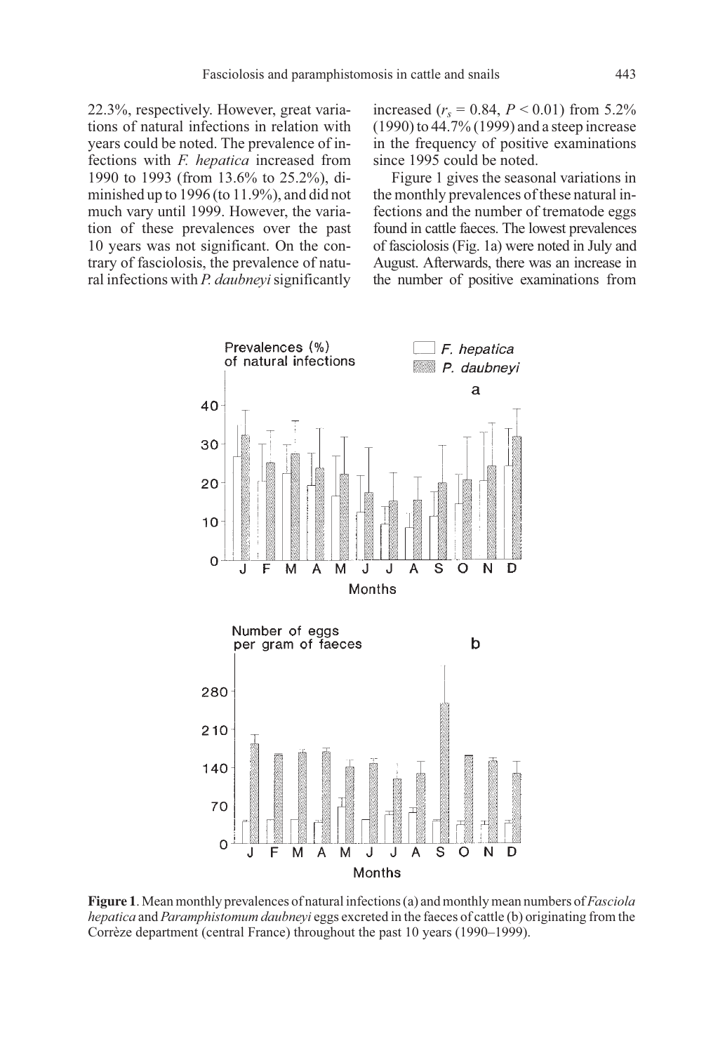22.3%, respectively. However, great variations of natural infections in relation with years could be noted. The prevalence of infections with *F. hepatica* increased from 1990 to 1993 (from 13.6% to 25.2%), diminished up to 1996 (to 11.9%), and did not much vary until 1999. However, the variation of these prevalences over the past 10 years was not significant. On the contrary of fasciolosis, the prevalence of natural infections with *P. daubneyi* significantly increased ($r_s = 0.84$, $P < 0.01$) from 5.2% (1990) to 44.7% (1999) and a steep increase in the frequency of positive examinations since 1995 could be noted.

Figure 1 gives the seasonal variations in the monthly prevalences of these natural infections and the number of trematode eggs found in cattle faeces. The lowest prevalences of fasciolosis (Fig. 1a) were noted in July and August. Afterwards, there was an increase in the number of positive examinations from

**Figure 1**. Mean monthly prevalences of natural infections (a) and monthly mean numbers of *Fasciola hepatica* and *Paramphistomum daubneyi* eggs excreted in the faeces of cattle (b) originating from the Corrèze department (central France) throughout the past 10 years (1990–1999).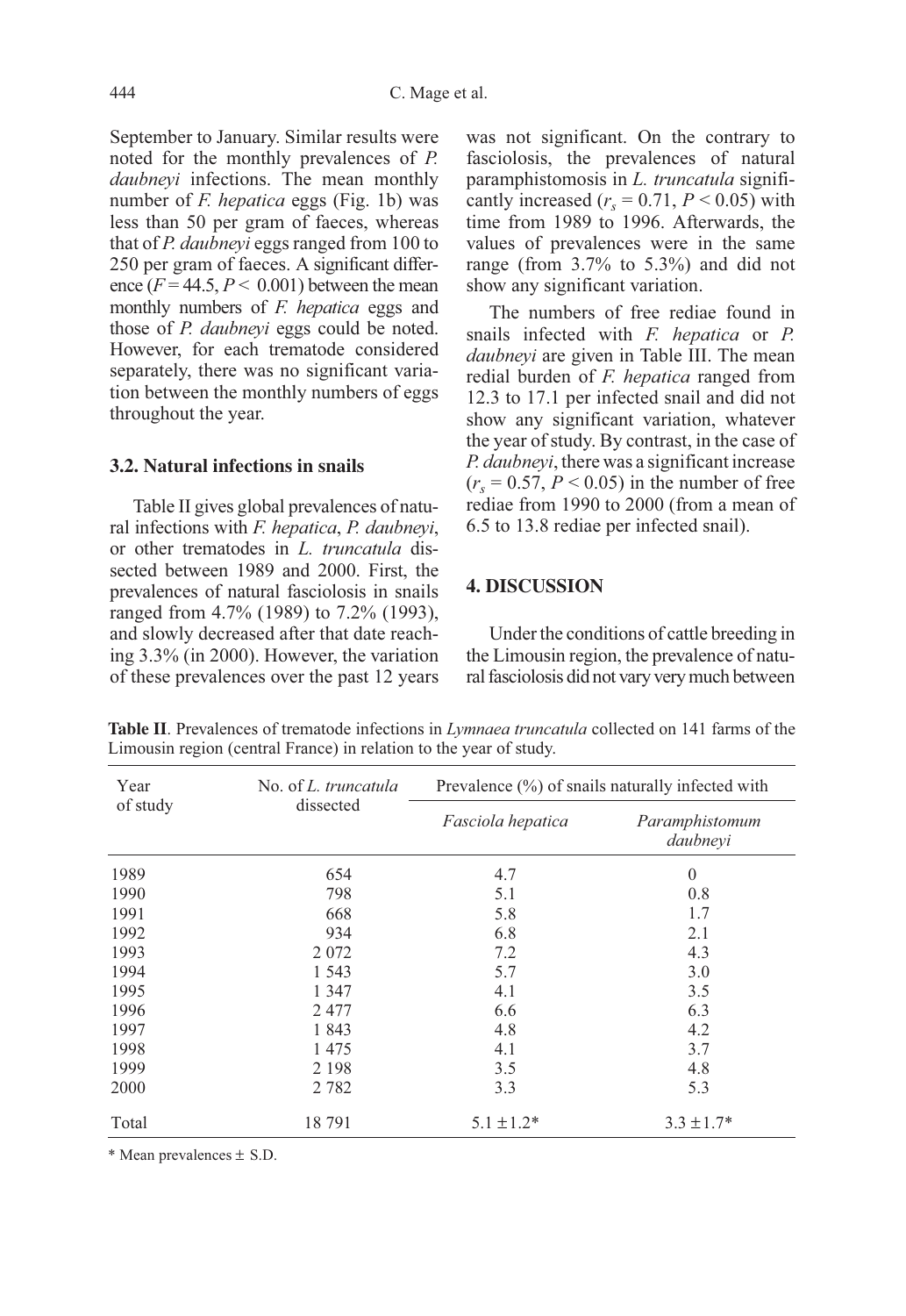September to January. Similar results were noted for the monthly prevalences of *P. daubneyi* infections. The mean monthly number of *F. hepatica* eggs (Fig. 1b) was less than 50 per gram of faeces, whereas that of *P. daubneyi* eggs ranged from 100 to 250 per gram of faeces. A significant difference ($F = 44.5$, $P < 0.001$) between the mean monthly numbers of *F. hepatica* eggs and those of *P. daubneyi* eggs could be noted. However, for each trematode considered separately, there was no significant variation between the monthly numbers of eggs throughout the year.

### 3.2. Natural infections in snails

Table II gives global prevalences of natural infections with *F. hepatica*, *P. daubneyi*, or other trematodes in *L. truncatula* dissected between 1989 and 2000. First, the prevalences of natural fasciolosis in snails ranged from 4.7% (1989) to 7.2% (1993), and slowly decreased after that date reaching 3.3% (in 2000). However, the variation of these prevalences over the past 12 years was not significant. On the contrary to fasciolosis, the prevalences of natural paramphistomosis in *L. truncatula* significantly increased ($r_s = 0.71$, $P < 0.05$) with time from 1989 to 1996. Afterwards, the values of prevalences were in the same range (from 3.7% to 5.3%) and did not show any significant variation.

The numbers of free rediae found in snails infected with *F. hepatica* or *P. daubneyi* are given in Table III. The mean redial burden of *F. hepatica* ranged from 12.3 to 17.1 per infected snail and did not show any significant variation, whatever the year of study. By contrast, in the case of *P. daubneyi*, there was a significant increase ($r_s = 0.57$, $P < 0.05$) in the number of free rediae from 1990 to 2000 (from a mean of 6.5 to 13.8 rediae per infected snail).

## 4. DISCUSSION

Under the conditions of cattle breeding in the Limousin region, the prevalence of natural fasciolosis did not vary very much between

**Table II**. Prevalences of trematode infections in *Lymnaea truncatula* collected on 141 farms of the Limousin region (central France) in relation to the year of study.

| Year of study | No. of *L. truncatula* dissected | Prevalence (%) of snails naturally infected with | |
|---|---|---|---|
| | | *Fasciola hepatica* | *Paramphistomum daubneyi* |
| 1989 | 654 | 4.7 | 0 |
| 1990 | 798 | 5.1 | 0.8 |
| 1991 | 668 | 5.8 | 1.7 |
| 1992 | 934 | 6.8 | 2.1 |
| 1993 | 2 072 | 7.2 | 4.3 |
| 1994 | 1 543 | 5.7 | 3.0 |
| 1995 | 1 347 | 4.1 | 3.5 |
| 1996 | 2 477 | 6.6 | 6.3 |
| 1997 | 1 843 | 4.8 | 4.2 |
| 1998 | 1 475 | 4.1 | 3.7 |
| 1999 | 2 198 | 3.5 | 4.8 |
| 2000 | 2 782 | 3.3 | 5.3 |
| Total | 18 791 | 5.1 ± 1.2* | 3.3 ± 1.7* |

\* Mean prevalences ± S.D.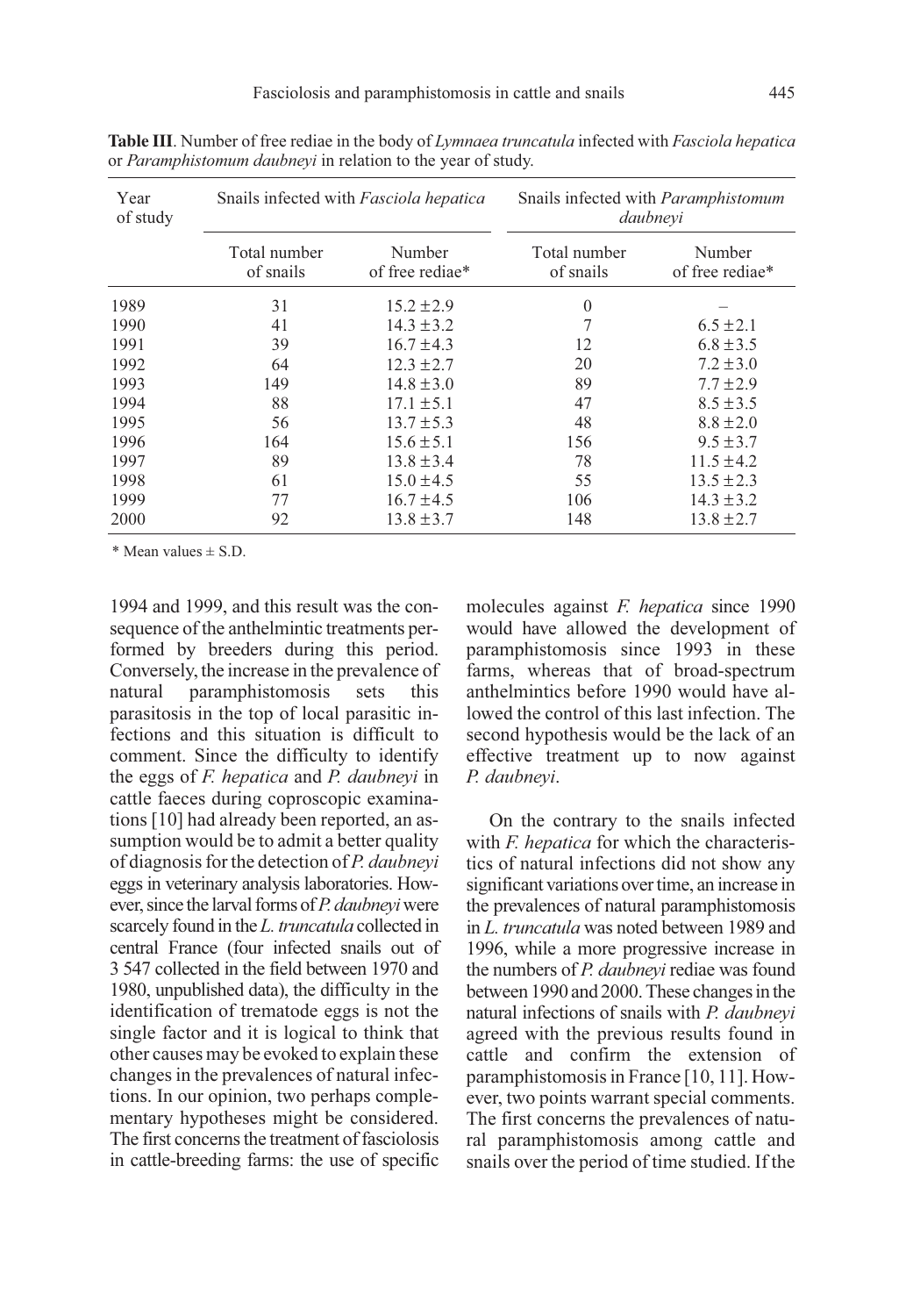**Table III**. Number of free rediae in the body of *Lymnaea truncatula* infected with *Fasciola hepatica* or *Paramphistomum daubneyi* in relation to the year of study.

| Year of study | Snails infected with *Fasciola hepatica* | | Snails infected with *Paramphistomum daubneyi* | |
|---|---|---|---|---|
| | Total number of snails | Number of free rediae* | Total number of snails | Number of free rediae* |
| 1989 | 31 | 15.2 ±2.9 | 0 | – |
| 1990 | 41 | 14.3 ±3.2 | 7 | 6.5 ±2.1 |
| 1991 | 39 | 16.7 ±4.3 | 12 | 6.8 ±3.5 |
| 1992 | 64 | 12.3 ±2.7 | 20 | 7.2 ±3.0 |
| 1993 | 149 | 14.8 ±3.0 | 89 | 7.7 ±2.9 |
| 1994 | 88 | 17.1 ±5.1 | 47 | 8.5 ±3.5 |
| 1995 | 56 | 13.7 ±5.3 | 48 | 8.8 ±2.0 |
| 1996 | 164 | 15.6 ±5.1 | 156 | 9.5 ±3.7 |
| 1997 | 89 | 13.8 ±3.4 | 78 | 11.5 ±4.2 |
| 1998 | 61 | 15.0 ±4.5 | 55 | 13.5 ±2.3 |
| 1999 | 77 | 16.7 ±4.5 | 106 | 14.3 ±3.2 |
| 2000 | 92 | 13.8 ±3.7 | 148 | 13.8 ±2.7 |

\* Mean values ± S.D.

1994 and 1999, and this result was the consequence of the anthelmintic treatments performed by breeders during this period. Conversely, the increase in the prevalence of natural paramphistomosis sets this parasitosis in the top of local parasitic infections and this situation is difficult to comment. Since the difficulty to identify the eggs of *F. hepatica* and *P. daubneyi* in cattle faeces during coproscopic examinations [10] had already been reported, an assumption would be to admit a better quality of diagnosis for the detection of *P. daubneyi* eggs in veterinary analysis laboratories. However, since the larval forms of *P. daubneyi* were scarcely found in the *L. truncatula* collected in central France (four infected snails out of 3 547 collected in the field between 1970 and 1980, unpublished data), the difficulty in the identification of trematode eggs is not the single factor and it is logical to think that other causes may be evoked to explain these changes in the prevalences of natural infections. In our opinion, two perhaps complementary hypotheses might be considered. The first concerns the treatment of fasciolosis in cattle-breeding farms: the use of specific molecules against *F. hepatica* since 1990 would have allowed the development of paramphistomosis since 1993 in these farms, whereas that of broad-spectrum anthelmintics before 1990 would have allowed the control of this last infection. The second hypothesis would be the lack of an effective treatment up to now against *P. daubneyi*.

On the contrary to the snails infected with *F. hepatica* for which the characteristics of natural infections did not show any significant variations over time, an increase in the prevalences of natural paramphistomosis in *L. truncatula* was noted between 1989 and 1996, while a more progressive increase in the numbers of *P. daubneyi* rediae was found between 1990 and 2000. These changes in the natural infections of snails with *P. daubneyi* agreed with the previous results found in cattle and confirm the extension of paramphistomosis in France [10, 11]. However, two points warrant special comments. The first concerns the prevalences of natural paramphistomosis among cattle and snails over the period of time studied. If the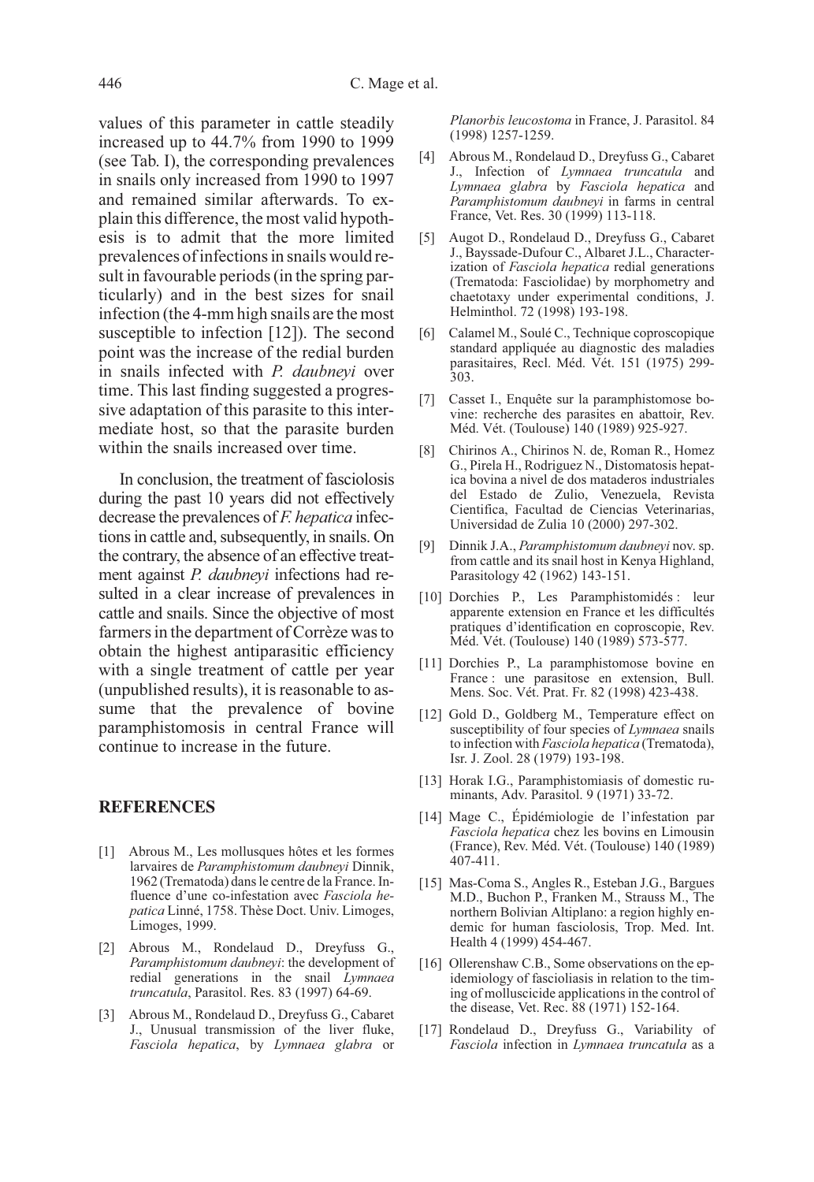values of this parameter in cattle steadily increased up to 44.7% from 1990 to 1999 (see Tab. I), the corresponding prevalences in snails only increased from 1990 to 1997 and remained similar afterwards. To explain this difference, the most valid hypothesis is to admit that the more limited prevalences of infections in snails would result in favourable periods (in the spring particularly) and in the best sizes for snail infection (the 4-mm high snails are the most susceptible to infection [12]). The second point was the increase of the redial burden in snails infected with *P. daubneyi* over time. This last finding suggested a progressive adaptation of this parasite to this intermediate host, so that the parasite burden within the snails increased over time.

In conclusion, the treatment of fasciolosis during the past 10 years did not effectively decrease the prevalences of *F. hepatica* infections in cattle and, subsequently, in snails. On the contrary, the absence of an effective treatment against *P. daubneyi* infections had resulted in a clear increase of prevalences in cattle and snails. Since the objective of most farmers in the department of Corrèze was to obtain the highest antiparasitic efficiency with a single treatment of cattle per year (unpublished results), it is reasonable to assume that the prevalence of bovine paramphistomosis in central France will continue to increase in the future.

## REFERENCES

[1] Abrous M., Les mollusques hôtes et les formes larvaires de *Paramphistomum daubneyi* Dinnik, 1962 (Trematoda) dans le centre de la France. Influence d'une co-infestation avec *Fasciola hepatica* Linné, 1758. Thèse Doct. Univ. Limoges, Limoges, 1999.

[2] Abrous M., Rondelaud D., Dreyfuss G., *Paramphistomum daubneyi*: the development of redial generations in the snail *Lymnaea truncatula*, Parasitol. Res. 83 (1997) 64-69.

[3] Abrous M., Rondelaud D., Dreyfuss G., Cabaret J., Unusual transmission of the liver fluke, *Fasciola hepatica*, by *Lymnaea glabra* or *Planorbis leucostoma* in France, J. Parasitol. 84 (1998) 1257-1259.

[4] Abrous M., Rondelaud D., Dreyfuss G., Cabaret J., Infection of *Lymnaea truncatula* and *Lymnaea glabra* by *Fasciola hepatica* and *Paramphistomum daubneyi* in farms in central France, Vet. Res. 30 (1999) 113-118.

[5] Augot D., Rondelaud D., Dreyfuss G., Cabaret J., Bayssade-Dufour C., Albaret J.L., Characterization of *Fasciola hepatica* redial generations (Trematoda: Fasciolidae) by morphometry and chaetotaxy under experimental conditions, J. Helminthol. 72 (1998) 193-198.

[6] Calamel M., Soulé C., Technique coproscopique standard appliquée au diagnostic des maladies parasitaires, Recl. Méd. Vét. 151 (1975) 299-303.

[7] Casset I., Enquête sur la paramphistomose bovine: recherche des parasites en abattoir, Rev. Méd. Vét. (Toulouse) 140 (1989) 925-927.

[8] Chirinos A., Chirinos N. de, Roman R., Homez G., Pirela H., Rodriguez N., Distomatosis hepatica bovina a nivel de dos mataderos industriales del Estado de Zulio, Venezuela, Revista Cientifica, Facultad de Ciencias Veterinarias, Universidad de Zulia 10 (2000) 297-302.

[9] Dinnik J.A., *Paramphistomum daubneyi* nov. sp. from cattle and its snail host in Kenya Highland, Parasitology 42 (1962) 143-151.

[10] Dorchies P., Les Paramphistomidés : leur apparente extension en France et les difficultés pratiques d'identification en coproscopie, Rev. Méd. Vét. (Toulouse) 140 (1989) 573-577.

[11] Dorchies P., La paramphistomose bovine en France : une parasitose en extension, Bull. Mens. Soc. Vét. Prat. Fr. 82 (1998) 423-438.

[12] Gold D., Goldberg M., Temperature effect on susceptibility of four species of *Lymnaea* snails to infection with *Fasciola hepatica* (Trematoda), Isr. J. Zool. 28 (1979) 193-198.

[13] Horak I.G., Paramphistomiasis of domestic ruminants, Adv. Parasitol. 9 (1971) 33-72.

[14] Mage C., Épidémiologie de l'infestation par *Fasciola hepatica* chez les bovins en Limousin (France), Rev. Méd. Vét. (Toulouse) 140 (1989) 407-411.

[15] Mas-Coma S., Angles R., Esteban J.G., Bargues M.D., Buchon P., Franken M., Strauss M., The northern Bolivian Altiplano: a region highly endemic for human fasciolosis, Trop. Med. Int. Health 4 (1999) 454-467.

[16] Ollerenshaw C.B., Some observations on the epidemiology of fascioliasis in relation to the timing of molluscicide applications in the control of the disease, Vet. Rec. 88 (1971) 152-164.

[17] Rondelaud D., Dreyfuss G., Variability of *Fasciola* infection in *Lymnaea truncatula* as a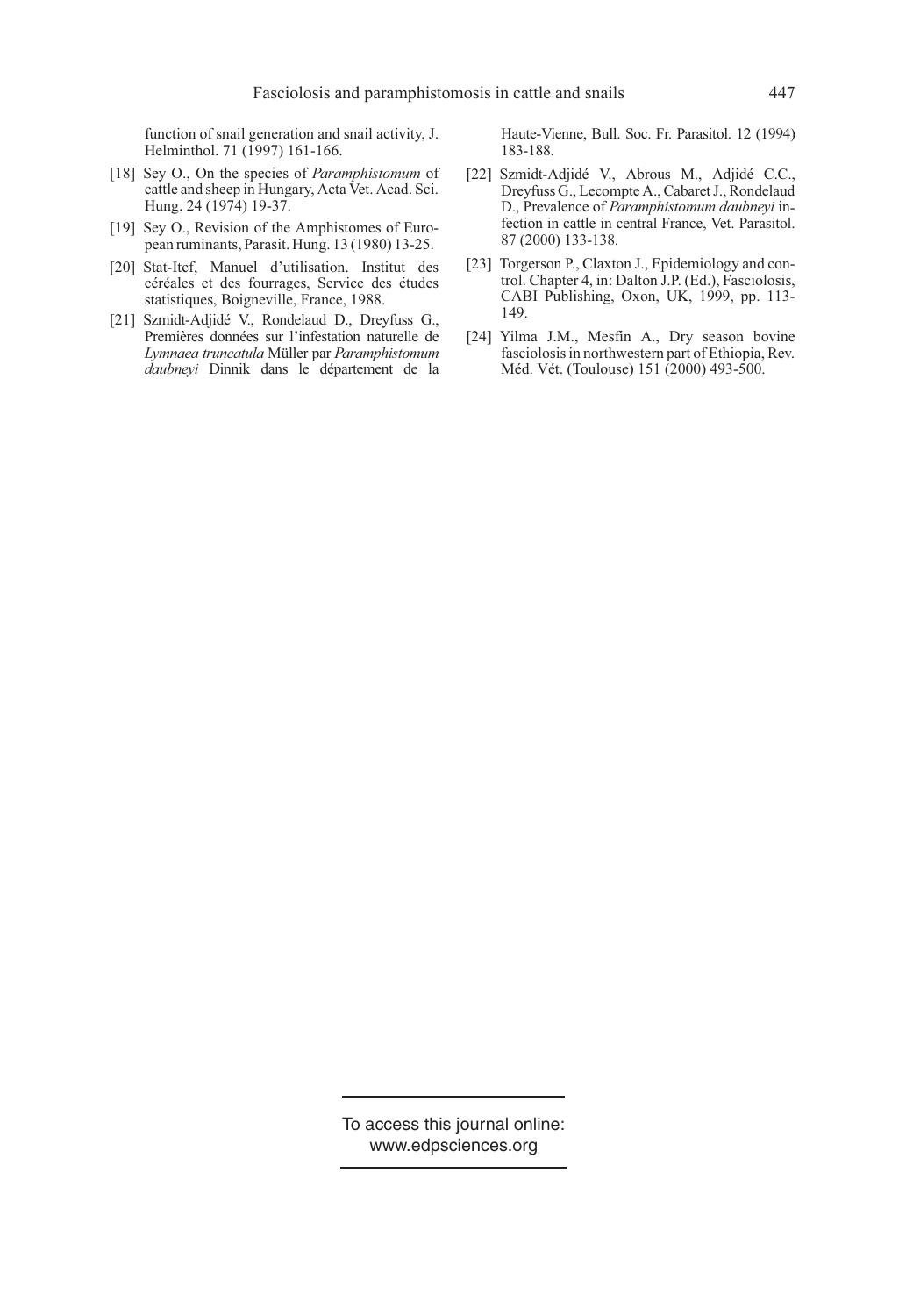function of snail generation and snail activity, J. Helminthol. 71 (1997) 161-166.

[18] Sey O., On the species of *Paramphistomum* of cattle and sheep in Hungary, Acta Vet. Acad. Sci. Hung. 24 (1974) 19-37.

[19] Sey O., Revision of the Amphistomes of European ruminants, Parasit. Hung. 13 (1980) 13-25.

[20] Stat-Itcf, Manuel d'utilisation. Institut des céréales et des fourrages, Service des études statistiques, Boigneville, France, 1988.

[21] Szmidt-Adjidé V., Rondelaud D., Dreyfuss G., Premières données sur l'infestation naturelle de *Lymnaea truncatula* Müller par *Paramphistomum daubneyi* Dinnik dans le département de la Haute-Vienne, Bull. Soc. Fr. Parasitol. 12 (1994) 183-188.

[22] Szmidt-Adjidé V., Abrous M., Adjidé C.C., Dreyfuss G., Lecompte A., Cabaret J., Rondelaud D., Prevalence of *Paramphistomum daubneyi* infection in cattle in central France, Vet. Parasitol. 87 (2000) 133-138.

[23] Torgerson P., Claxton J., Epidemiology and control. Chapter 4, in: Dalton J.P. (Ed.), Fasciolosis, CABI Publishing, Oxon, UK, 1999, pp. 113-149.

[24] Yilma J.M., Mesfin A., Dry season bovine fasciolosis in northwestern part of Ethiopia, Rev. Méd. Vét. (Toulouse) 151 (2000) 493-500.

To access this journal online:
www.edpsciences.org